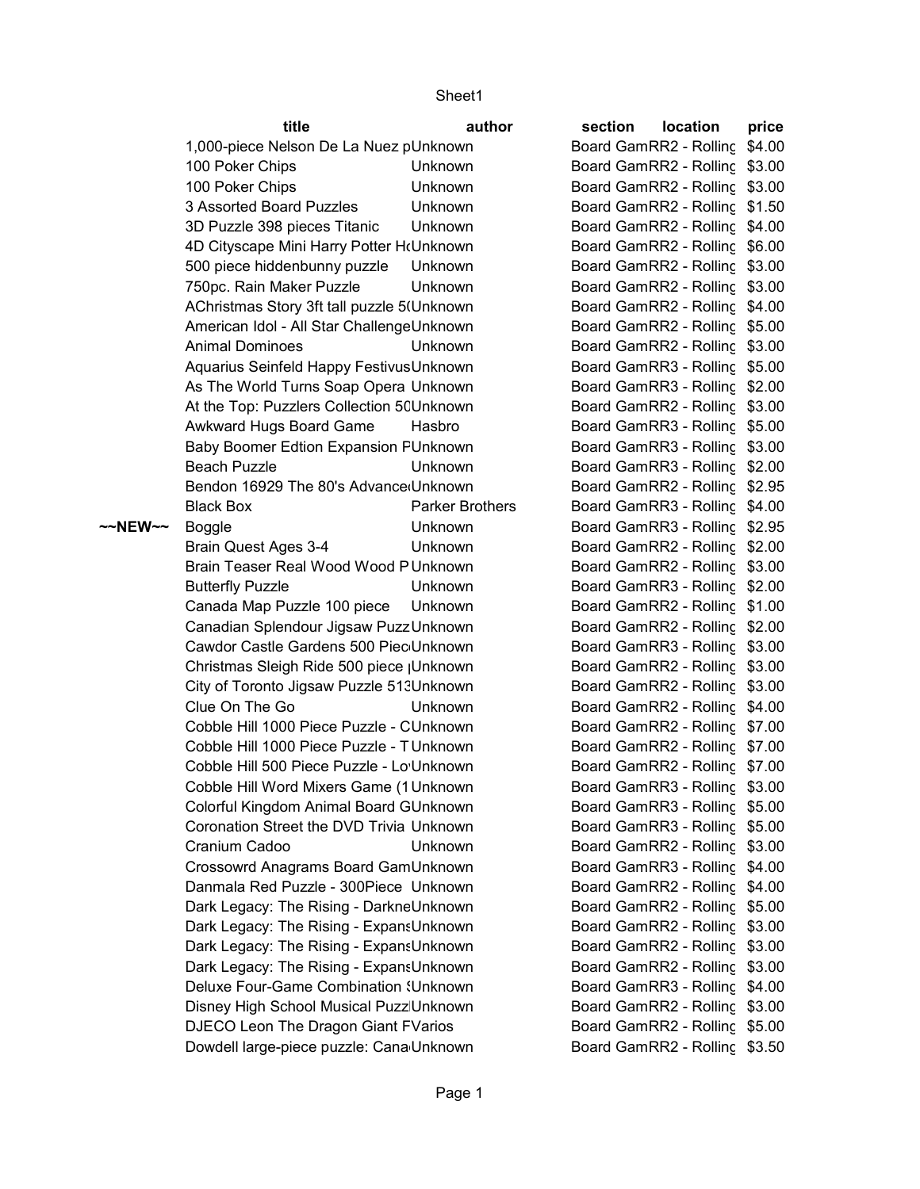Sheet1

| | title | author | section | location | price |
|---|---|---|---|---|---|
| | 1,000-piece Nelson De La Nuez p | Unknown | Board Gam | RR2 - Rolling | $4.00 |
| | 100 Poker Chips | Unknown | Board Gam | RR2 - Rolling | $3.00 |
| | 100 Poker Chips | Unknown | Board Gam | RR2 - Rolling | $3.00 |
| | 3 Assorted Board Puzzles | Unknown | Board Gam | RR2 - Rolling | $1.50 |
| | 3D Puzzle 398 pieces Titanic | Unknown | Board Gam | RR2 - Rolling | $4.00 |
| | 4D Cityscape Mini Harry Potter H | Unknown | Board Gam | RR2 - Rolling | $6.00 |
| | 500 piece hiddenbunny puzzle | Unknown | Board Gam | RR2 - Rolling | $3.00 |
| | 750pc. Rain Maker Puzzle | Unknown | Board Gam | RR2 - Rolling | $3.00 |
| | AChristmas Story 3ft tall puzzle 5 | Unknown | Board Gam | RR2 - Rolling | $4.00 |
| | American Idol - All Star Challenge | Unknown | Board Gam | RR2 - Rolling | $5.00 |
| | Animal Dominoes | Unknown | Board Gam | RR2 - Rolling | $3.00 |
| | Aquarius Seinfeld Happy Festivus | Unknown | Board Gam | RR3 - Rolling | $5.00 |
| | As The World Turns Soap Opera | Unknown | Board Gam | RR3 - Rolling | $2.00 |
| | At the Top: Puzzlers Collection 50 | Unknown | Board Gam | RR2 - Rolling | $3.00 |
| | Awkward Hugs Board Game | Hasbro | Board Gam | RR3 - Rolling | $5.00 |
| | Baby Boomer Edtion Expansion P | Unknown | Board Gam | RR3 - Rolling | $3.00 |
| | Beach Puzzle | Unknown | Board Gam | RR3 - Rolling | $2.00 |
| | Bendon 16929 The 80's Advance | Unknown | Board Gam | RR2 - Rolling | $2.95 |
| | Black Box | Parker Brothers | Board Gam | RR3 - Rolling | $4.00 |
| ~~NEW~~ | Boggle | Unknown | Board Gam | RR3 - Rolling | $2.95 |
| | Brain Quest Ages 3-4 | Unknown | Board Gam | RR2 - Rolling | $2.00 |
| | Brain Teaser Real Wood Wood P | Unknown | Board Gam | RR2 - Rolling | $3.00 |
| | Butterfly Puzzle | Unknown | Board Gam | RR3 - Rolling | $2.00 |
| | Canada Map Puzzle 100 piece | Unknown | Board Gam | RR2 - Rolling | $1.00 |
| | Canadian Splendour Jigsaw Puzz | Unknown | Board Gam | RR2 - Rolling | $2.00 |
| | Cawdor Castle Gardens 500 Piec | Unknown | Board Gam | RR3 - Rolling | $3.00 |
| | Christmas Sleigh Ride 500 piece | Unknown | Board Gam | RR2 - Rolling | $3.00 |
| | City of Toronto Jigsaw Puzzle 513 | Unknown | Board Gam | RR2 - Rolling | $3.00 |
| | Clue On The Go | Unknown | Board Gam | RR2 - Rolling | $4.00 |
| | Cobble Hill 1000 Piece Puzzle - C | Unknown | Board Gam | RR2 - Rolling | $7.00 |
| | Cobble Hill 1000 Piece Puzzle - T | Unknown | Board Gam | RR2 - Rolling | $7.00 |
| | Cobble Hill 500 Piece Puzzle - Lo | Unknown | Board Gam | RR2 - Rolling | $7.00 |
| | Cobble Hill Word Mixers Game (1 | Unknown | Board Gam | RR3 - Rolling | $3.00 |
| | Colorful Kingdom Animal Board G | Unknown | Board Gam | RR3 - Rolling | $5.00 |
| | Coronation Street the DVD Trivia | Unknown | Board Gam | RR3 - Rolling | $5.00 |
| | Cranium Cadoo | Unknown | Board Gam | RR2 - Rolling | $3.00 |
| | Crossowrd Anagrams Board Gam | Unknown | Board Gam | RR3 - Rolling | $4.00 |
| | Danmala Red Puzzle - 300Piece | Unknown | Board Gam | RR2 - Rolling | $4.00 |
| | Dark Legacy: The Rising - Darkne | Unknown | Board Gam | RR2 - Rolling | $5.00 |
| | Dark Legacy: The Rising - Expans | Unknown | Board Gam | RR2 - Rolling | $3.00 |
| | Dark Legacy: The Rising - Expans | Unknown | Board Gam | RR2 - Rolling | $3.00 |
| | Dark Legacy: The Rising - Expans | Unknown | Board Gam | RR2 - Rolling | $3.00 |
| | Deluxe Four-Game Combination | Unknown | Board Gam | RR3 - Rolling | $4.00 |
| | Disney High School Musical Puzz | Unknown | Board Gam | RR2 - Rolling | $3.00 |
| | DJECO Leon The Dragon Giant F | Varios | Board Gam | RR2 - Rolling | $5.00 |
| | Dowdell large-piece puzzle: Cana | Unknown | Board Gam | RR2 - Rolling | $3.50 |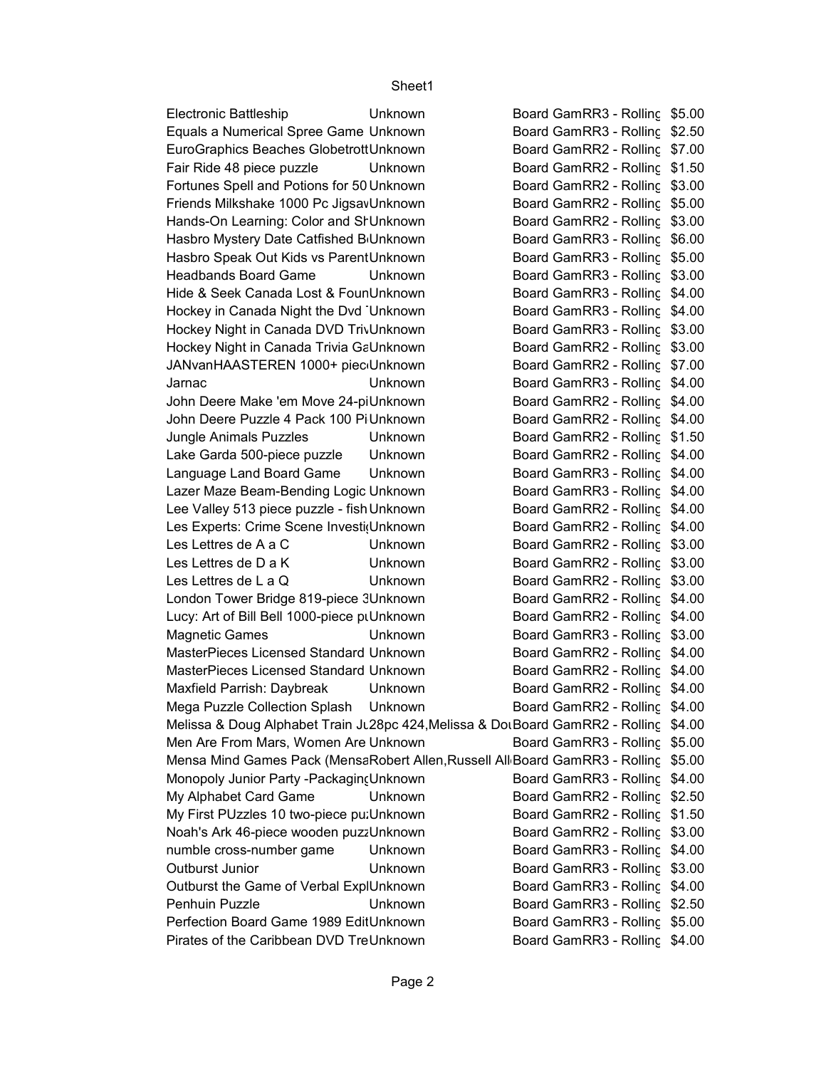| | | | |
|---|---|---|---|
| Electronic Battleship | Unknown | Board GamRR3 - Rolling | $5.00 |
| Equals a Numerical Spree Game | Unknown | Board GamRR3 - Rolling | $2.50 |
| EuroGraphics Beaches Globetrott | Unknown | Board GamRR2 - Rolling | $7.00 |
| Fair Ride 48 piece puzzle | Unknown | Board GamRR2 - Rolling | $1.50 |
| Fortunes Spell and Potions for 50 | Unknown | Board GamRR2 - Rolling | $3.00 |
| Friends Milkshake 1000 Pc Jigsav | Unknown | Board GamRR2 - Rolling | $5.00 |
| Hands-On Learning: Color and Sh | Unknown | Board GamRR2 - Rolling | $3.00 |
| Hasbro Mystery Date Catfished B | Unknown | Board GamRR3 - Rolling | $6.00 |
| Hasbro Speak Out Kids vs Parent | Unknown | Board GamRR3 - Rolling | $5.00 |
| Headbands Board Game | Unknown | Board GamRR3 - Rolling | $3.00 |
| Hide & Seek Canada Lost & Foun | Unknown | Board GamRR3 - Rolling | $4.00 |
| Hockey in Canada Night the Dvd ' | Unknown | Board GamRR3 - Rolling | $4.00 |
| Hockey Night in Canada DVD Triv | Unknown | Board GamRR3 - Rolling | $3.00 |
| Hockey Night in Canada Trivia Ga | Unknown | Board GamRR2 - Rolling | $3.00 |
| JANvanHAASTEREN 1000+ piec | Unknown | Board GamRR2 - Rolling | $7.00 |
| Jarnac | Unknown | Board GamRR3 - Rolling | $4.00 |
| John Deere Make 'em Move 24-pi | Unknown | Board GamRR2 - Rolling | $4.00 |
| John Deere Puzzle 4 Pack 100 Pi | Unknown | Board GamRR2 - Rolling | $4.00 |
| Jungle Animals Puzzles | Unknown | Board GamRR2 - Rolling | $1.50 |
| Lake Garda 500-piece puzzle | Unknown | Board GamRR2 - Rolling | $4.00 |
| Language Land Board Game | Unknown | Board GamRR3 - Rolling | $4.00 |
| Lazer Maze Beam-Bending Logic | Unknown | Board GamRR3 - Rolling | $4.00 |
| Lee Valley 513 piece puzzle - fish | Unknown | Board GamRR2 - Rolling | $4.00 |
| Les Experts: Crime Scene Investi | Unknown | Board GamRR2 - Rolling | $4.00 |
| Les Lettres de A a C | Unknown | Board GamRR2 - Rolling | $3.00 |
| Les Lettres de D a K | Unknown | Board GamRR2 - Rolling | $3.00 |
| Les Lettres de L a Q | Unknown | Board GamRR2 - Rolling | $3.00 |
| London Tower Bridge 819-piece 3 | Unknown | Board GamRR2 - Rolling | $4.00 |
| Lucy: Art of Bill Bell 1000-piece pu | Unknown | Board GamRR2 - Rolling | $4.00 |
| Magnetic Games | Unknown | Board GamRR3 - Rolling | $3.00 |
| MasterPieces Licensed Standard | Unknown | Board GamRR2 - Rolling | $4.00 |
| MasterPieces Licensed Standard | Unknown | Board GamRR2 - Rolling | $4.00 |
| Maxfield Parrish: Daybreak | Unknown | Board GamRR2 - Rolling | $4.00 |
| Mega Puzzle Collection Splash | Unknown | Board GamRR2 - Rolling | $4.00 |
| Melissa & Doug Alphabet Train Ju | 28pc 424,Melissa & Dou | Board GamRR2 - Rolling | $4.00 |
| Men Are From Mars, Women Are | Unknown | Board GamRR3 - Rolling | $5.00 |
| Mensa Mind Games Pack (Mensa | Robert Allen,Russell All | Board GamRR3 - Rolling | $5.00 |
| Monopoly Junior Party -Packaging | Unknown | Board GamRR3 - Rolling | $4.00 |
| My Alphabet Card Game | Unknown | Board GamRR2 - Rolling | $2.50 |
| My First PUzzles 10 two-piece pu | Unknown | Board GamRR2 - Rolling | $1.50 |
| Noah's Ark 46-piece wooden puzz | Unknown | Board GamRR2 - Rolling | $3.00 |
| numble cross-number game | Unknown | Board GamRR3 - Rolling | $4.00 |
| Outburst Junior | Unknown | Board GamRR3 - Rolling | $3.00 |
| Outburst the Game of Verbal Expl | Unknown | Board GamRR3 - Rolling | $4.00 |
| Penhuin Puzzle | Unknown | Board GamRR3 - Rolling | $2.50 |
| Perfection Board Game 1989 Edit | Unknown | Board GamRR3 - Rolling | $5.00 |
| Pirates of the Caribbean DVD Tre | Unknown | Board GamRR3 - Rolling | $4.00 |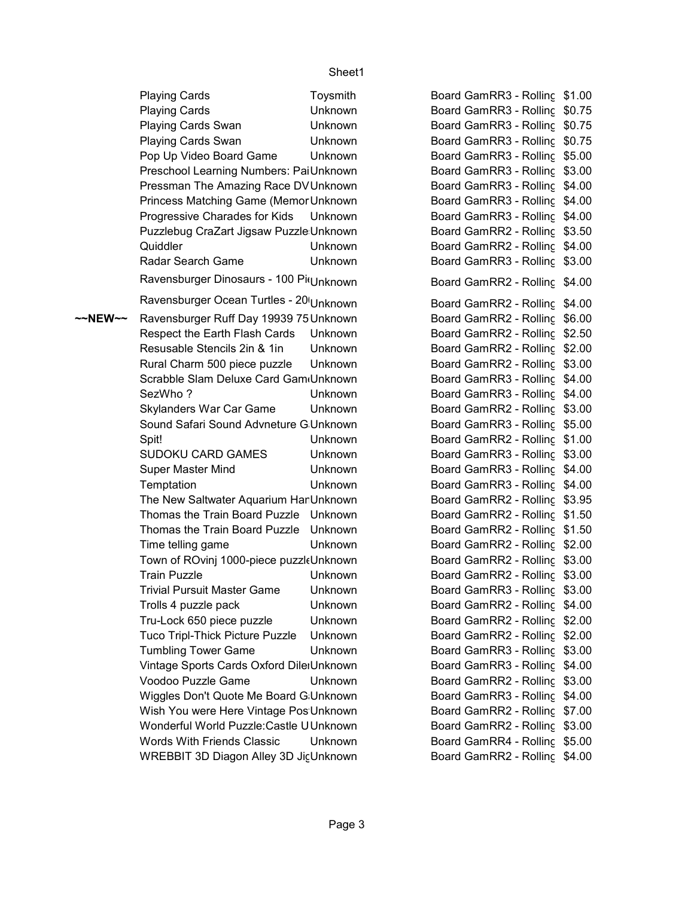| | | | | |
|---|---|---|---|---|
| | Playing Cards | Toysmith | Board GamRR3 - Rolling | $1.00 |
| | Playing Cards | Unknown | Board GamRR3 - Rolling | $0.75 |
| | Playing Cards Swan | Unknown | Board GamRR3 - Rolling | $0.75 |
| | Playing Cards Swan | Unknown | Board GamRR3 - Rolling | $0.75 |
| | Pop Up Video Board Game | Unknown | Board GamRR3 - Rolling | $5.00 |
| | Preschool Learning Numbers: Pai | Unknown | Board GamRR3 - Rolling | $3.00 |
| | Pressman The Amazing Race DV | Unknown | Board GamRR3 - Rolling | $4.00 |
| | Princess Matching Game (Memor | Unknown | Board GamRR3 - Rolling | $4.00 |
| | Progressive Charades for Kids | Unknown | Board GamRR3 - Rolling | $4.00 |
| | Puzzlebug CraZart Jigsaw Puzzle | Unknown | Board GamRR2 - Rolling | $3.50 |
| | Quiddler | Unknown | Board GamRR2 - Rolling | $4.00 |
| | Radar Search Game | Unknown | Board GamRR3 - Rolling | $3.00 |
| | Ravensburger Dinosaurs - 100 Pi | Unknown | Board GamRR2 - Rolling | $4.00 |
| | Ravensburger Ocean Turtles - 20 | Unknown | Board GamRR2 - Rolling | $4.00 |
| ~~NEW~~ | Ravensburger Ruff Day 19939 75 | Unknown | Board GamRR2 - Rolling | $6.00 |
| | Respect the Earth Flash Cards | Unknown | Board GamRR2 - Rolling | $2.50 |
| | Resusable Stencils 2in & 1in | Unknown | Board GamRR2 - Rolling | $2.00 |
| | Rural Charm 500 piece puzzle | Unknown | Board GamRR2 - Rolling | $3.00 |
| | Scrabble Slam Deluxe Card Gam | Unknown | Board GamRR3 - Rolling | $4.00 |
| | SezWho ? | Unknown | Board GamRR3 - Rolling | $4.00 |
| | Skylanders War Car Game | Unknown | Board GamRR2 - Rolling | $3.00 |
| | Sound Safari Sound Advneture G | Unknown | Board GamRR3 - Rolling | $5.00 |
| | Spit! | Unknown | Board GamRR2 - Rolling | $1.00 |
| | SUDOKU CARD GAMES | Unknown | Board GamRR3 - Rolling | $3.00 |
| | Super Master Mind | Unknown | Board GamRR3 - Rolling | $4.00 |
| | Temptation | Unknown | Board GamRR3 - Rolling | $4.00 |
| | The New Saltwater Aquarium Har | Unknown | Board GamRR2 - Rolling | $3.95 |
| | Thomas the Train Board Puzzle | Unknown | Board GamRR2 - Rolling | $1.50 |
| | Thomas the Train Board Puzzle | Unknown | Board GamRR2 - Rolling | $1.50 |
| | Time telling game | Unknown | Board GamRR2 - Rolling | $2.00 |
| | Town of ROvinj 1000-piece puzzl | Unknown | Board GamRR2 - Rolling | $3.00 |
| | Train Puzzle | Unknown | Board GamRR2 - Rolling | $3.00 |
| | Trivial Pursuit Master Game | Unknown | Board GamRR3 - Rolling | $3.00 |
| | Trolls 4 puzzle pack | Unknown | Board GamRR2 - Rolling | $4.00 |
| | Tru-Lock 650 piece puzzle | Unknown | Board GamRR2 - Rolling | $2.00 |
| | Tuco Tripl-Thick Picture Puzzle | Unknown | Board GamRR2 - Rolling | $2.00 |
| | Tumbling Tower Game | Unknown | Board GamRR3 - Rolling | $3.00 |
| | Vintage Sports Cards Oxford Dile | Unknown | Board GamRR3 - Rolling | $4.00 |
| | Voodoo Puzzle Game | Unknown | Board GamRR2 - Rolling | $3.00 |
| | Wiggles Don't Quote Me Board G | Unknown | Board GamRR3 - Rolling | $4.00 |
| | Wish You were Here Vintage Pos | Unknown | Board GamRR2 - Rolling | $7.00 |
| | Wonderful World Puzzle:Castle U | Unknown | Board GamRR2 - Rolling | $3.00 |
| | Words With Friends Classic | Unknown | Board GamRR4 - Rolling | $5.00 |
| | WREBBIT 3D Diagon Alley 3D Ji | Unknown | Board GamRR2 - Rolling | $4.00 |